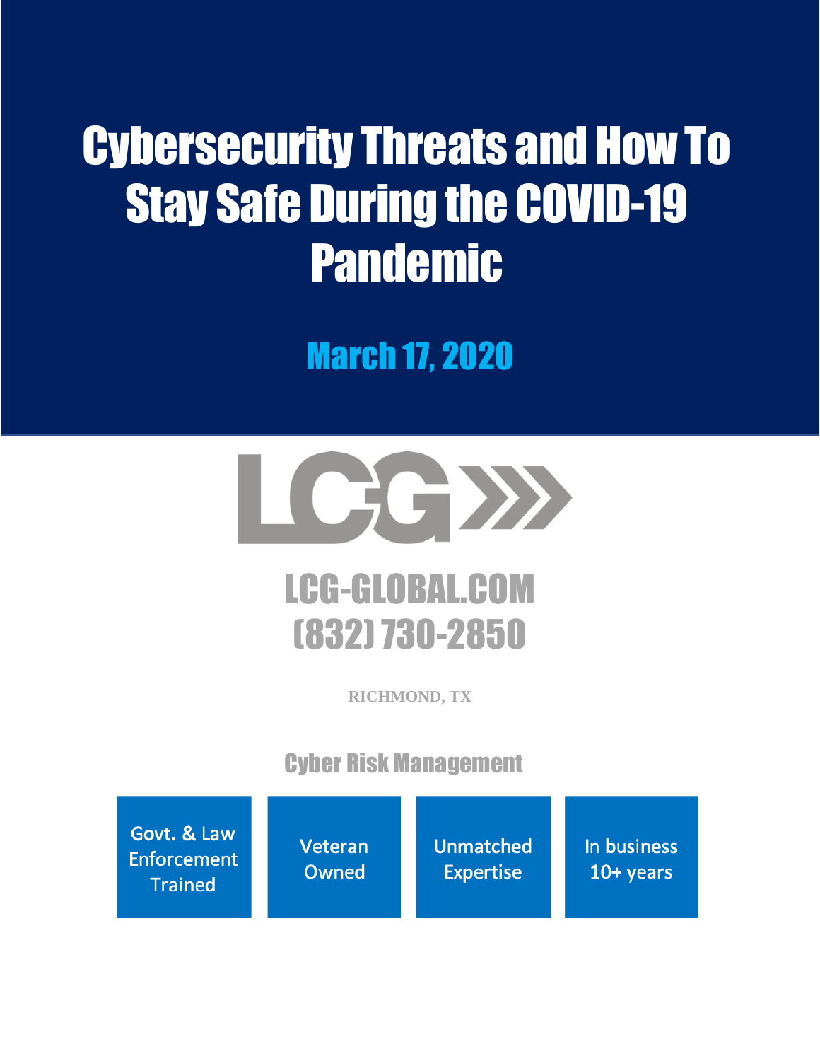# Cybersecurity Threats and How To Stay Safe During the COVID-19 Pandemic

## March 17, 2020

LCG

LCG-GLOBAL.COM
(832) 730-2850

RICHMOND, TX

### Cyber Risk Management

- Govt. & Law Enforcement Trained
- Veteran Owned
- Unmatched Expertise
- In business 10+ years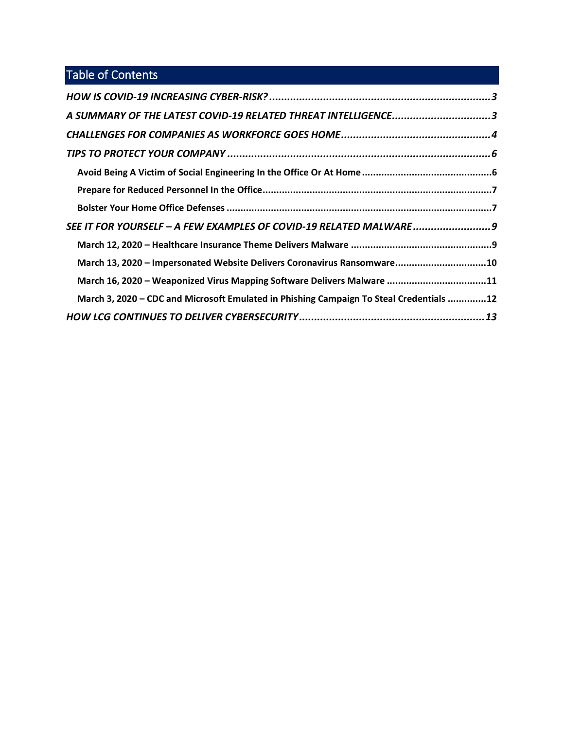## Table of Contents

*HOW IS COVID-19 INCREASING CYBER-RISK?* .......... *3*

*A SUMMARY OF THE LATEST COVID-19 RELATED THREAT INTELLIGENCE* .......... *3*

*CHALLENGES FOR COMPANIES AS WORKFORCE GOES HOME* .......... *4*

*TIPS TO PROTECT YOUR COMPANY* .......... *6*

- **Avoid Being A Victim of Social Engineering In the Office Or At Home** .......... **6**
- **Prepare for Reduced Personnel In the Office** .......... **7**
- **Bolster Your Home Office Defenses** .......... **7**

*SEE IT FOR YOURSELF – A FEW EXAMPLES OF COVID-19 RELATED MALWARE* .......... *9*

- **March 12, 2020 – Healthcare Insurance Theme Delivers Malware** .......... **9**
- **March 13, 2020 – Impersonated Website Delivers Coronavirus Ransomware** .......... **10**
- **March 16, 2020 – Weaponized Virus Mapping Software Delivers Malware** .......... **11**
- **March 3, 2020 – CDC and Microsoft Emulated in Phishing Campaign To Steal Credentials** .......... **12**

*HOW LCG CONTINUES TO DELIVER CYBERSECURITY* .......... *13*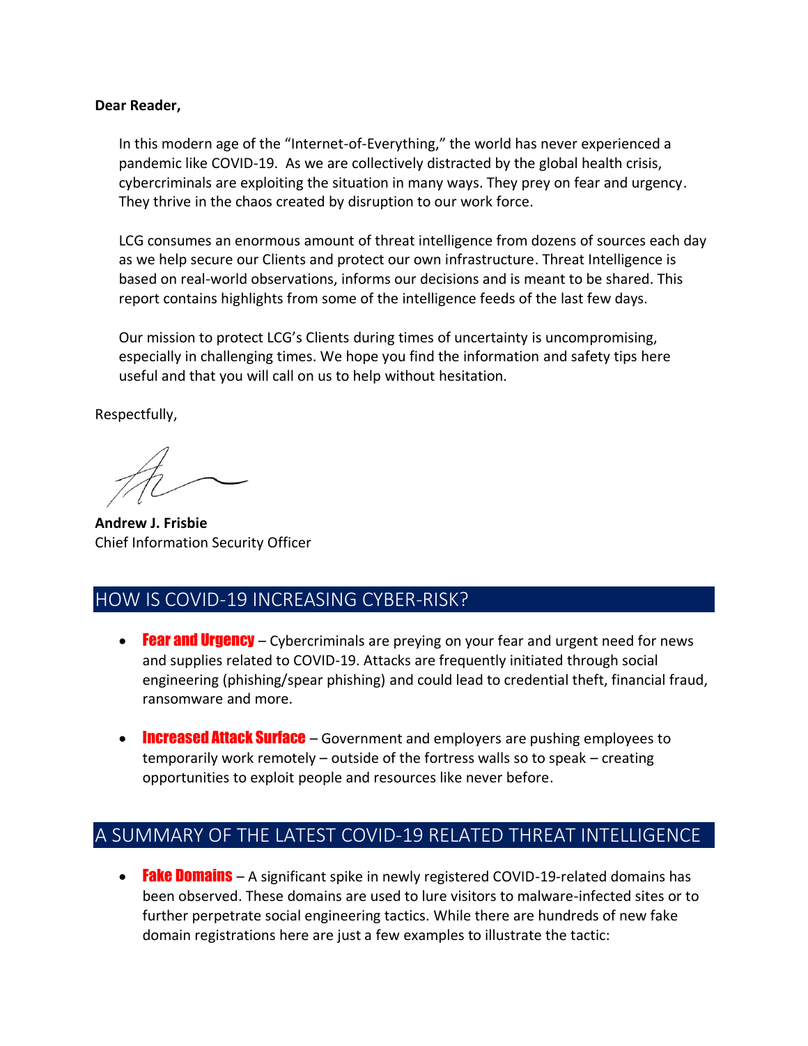**Dear Reader,**

In this modern age of the "Internet-of-Everything," the world has never experienced a pandemic like COVID-19. As we are collectively distracted by the global health crisis, cybercriminals are exploiting the situation in many ways. They prey on fear and urgency. They thrive in the chaos created by disruption to our work force.

LCG consumes an enormous amount of threat intelligence from dozens of sources each day as we help secure our Clients and protect our own infrastructure. Threat Intelligence is based on real-world observations, informs our decisions and is meant to be shared. This report contains highlights from some of the intelligence feeds of the last few days.

Our mission to protect LCG's Clients during times of uncertainty is uncompromising, especially in challenging times. We hope you find the information and safety tips here useful and that you will call on us to help without hesitation.

Respectfully,

**Andrew J. Frisbie**
Chief Information Security Officer

## HOW IS COVID-19 INCREASING CYBER-RISK?

- **Fear and Urgency** – Cybercriminals are preying on your fear and urgent need for news and supplies related to COVID-19. Attacks are frequently initiated through social engineering (phishing/spear phishing) and could lead to credential theft, financial fraud, ransomware and more.

- **Increased Attack Surface** – Government and employers are pushing employees to temporarily work remotely – outside of the fortress walls so to speak – creating opportunities to exploit people and resources like never before.

## A SUMMARY OF THE LATEST COVID-19 RELATED THREAT INTELLIGENCE

- **Fake Domains** – A significant spike in newly registered COVID-19-related domains has been observed. These domains are used to lure visitors to malware-infected sites or to further perpetrate social engineering tactics. While there are hundreds of new fake domain registrations here are just a few examples to illustrate the tactic: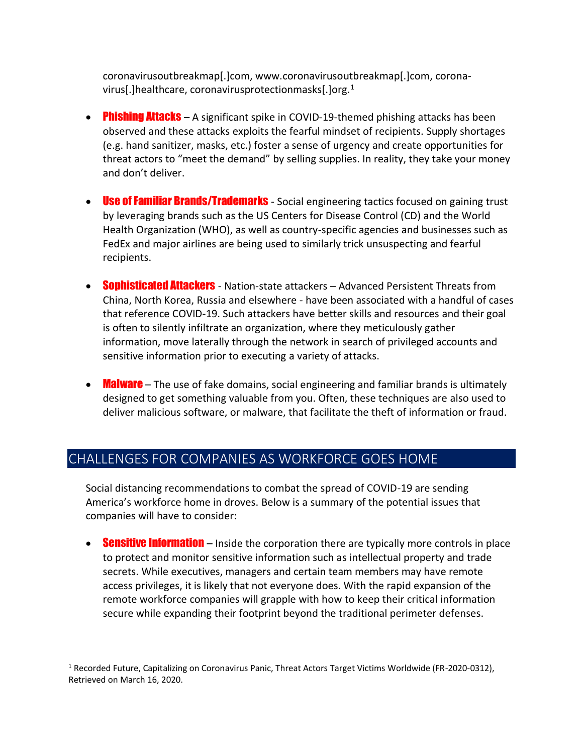coronavirusoutbreakmap[.]com, www.coronavirusoutbreakmap[.]com, corona-virus[.]healthcare, coronavirusprotectionmasks[.]org.[1]

- **Phishing Attacks** – A significant spike in COVID-19-themed phishing attacks has been observed and these attacks exploits the fearful mindset of recipients. Supply shortages (e.g. hand sanitizer, masks, etc.) foster a sense of urgency and create opportunities for threat actors to "meet the demand" by selling supplies. In reality, they take your money and don't deliver.

- **Use of Familiar Brands/Trademarks** - Social engineering tactics focused on gaining trust by leveraging brands such as the US Centers for Disease Control (CD) and the World Health Organization (WHO), as well as country-specific agencies and businesses such as FedEx and major airlines are being used to similarly trick unsuspecting and fearful recipients.

- **Sophisticated Attackers** - Nation-state attackers – Advanced Persistent Threats from China, North Korea, Russia and elsewhere - have been associated with a handful of cases that reference COVID-19. Such attackers have better skills and resources and their goal is often to silently infiltrate an organization, where they meticulously gather information, move laterally through the network in search of privileged accounts and sensitive information prior to executing a variety of attacks.

- **Malware** – The use of fake domains, social engineering and familiar brands is ultimately designed to get something valuable from you. Often, these techniques are also used to deliver malicious software, or malware, that facilitate the theft of information or fraud.

## CHALLENGES FOR COMPANIES AS WORKFORCE GOES HOME

Social distancing recommendations to combat the spread of COVID-19 are sending America's workforce home in droves. Below is a summary of the potential issues that companies will have to consider:

- **Sensitive Information** – Inside the corporation there are typically more controls in place to protect and monitor sensitive information such as intellectual property and trade secrets. While executives, managers and certain team members may have remote access privileges, it is likely that not everyone does. With the rapid expansion of the remote workforce companies will grapple with how to keep their critical information secure while expanding their footprint beyond the traditional perimeter defenses.

[1] Recorded Future, Capitalizing on Coronavirus Panic, Threat Actors Target Victims Worldwide (FR-2020-0312), Retrieved on March 16, 2020.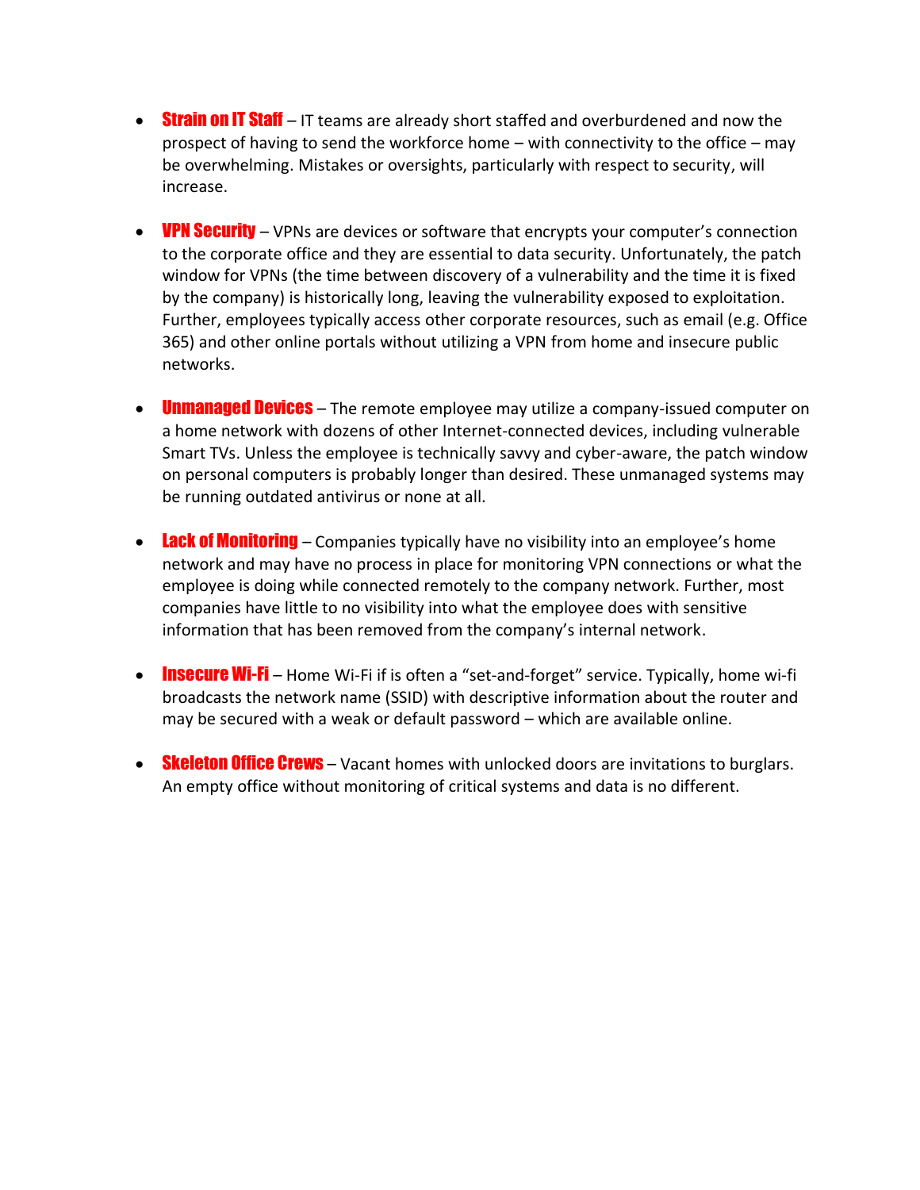- **Strain on IT Staff** – IT teams are already short staffed and overburdened and now the prospect of having to send the workforce home – with connectivity to the office – may be overwhelming. Mistakes or oversights, particularly with respect to security, will increase.

- **VPN Security** – VPNs are devices or software that encrypts your computer's connection to the corporate office and they are essential to data security. Unfortunately, the patch window for VPNs (the time between discovery of a vulnerability and the time it is fixed by the company) is historically long, leaving the vulnerability exposed to exploitation. Further, employees typically access other corporate resources, such as email (e.g. Office 365) and other online portals without utilizing a VPN from home and insecure public networks.

- **Unmanaged Devices** – The remote employee may utilize a company-issued computer on a home network with dozens of other Internet-connected devices, including vulnerable Smart TVs. Unless the employee is technically savvy and cyber-aware, the patch window on personal computers is probably longer than desired. These unmanaged systems may be running outdated antivirus or none at all.

- **Lack of Monitoring** – Companies typically have no visibility into an employee's home network and may have no process in place for monitoring VPN connections or what the employee is doing while connected remotely to the company network. Further, most companies have little to no visibility into what the employee does with sensitive information that has been removed from the company's internal network.

- **Insecure Wi-Fi** – Home Wi-Fi if is often a "set-and-forget" service. Typically, home wi-fi broadcasts the network name (SSID) with descriptive information about the router and may be secured with a weak or default password – which are available online.

- **Skeleton Office Crews** – Vacant homes with unlocked doors are invitations to burglars. An empty office without monitoring of critical systems and data is no different.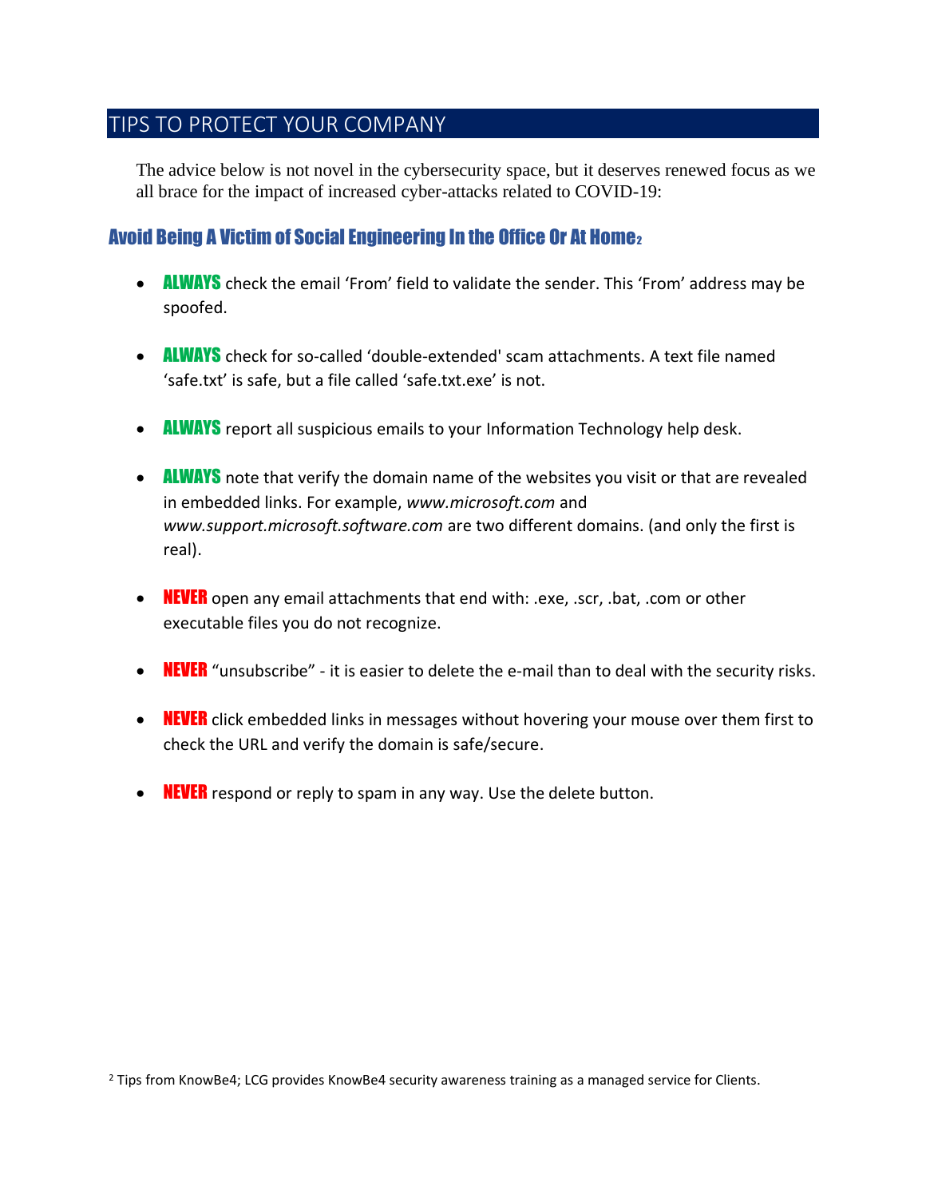## TIPS TO PROTECT YOUR COMPANY

The advice below is not novel in the cybersecurity space, but it deserves renewed focus as we all brace for the impact of increased cyber-attacks related to COVID-19:

### Avoid Being A Victim of Social Engineering In the Office Or At Home[2]

- **ALWAYS** check the email 'From' field to validate the sender. This 'From' address may be spoofed.
- **ALWAYS** check for so-called 'double-extended' scam attachments. A text file named 'safe.txt' is safe, but a file called 'safe.txt.exe' is not.
- **ALWAYS** report all suspicious emails to your Information Technology help desk.
- **ALWAYS** note that verify the domain name of the websites you visit or that are revealed in embedded links. For example, *www.microsoft.com* and *www.support.microsoft.software.com* are two different domains. (and only the first is real).
- **NEVER** open any email attachments that end with: .exe, .scr, .bat, .com or other executable files you do not recognize.
- **NEVER** "unsubscribe" - it is easier to delete the e-mail than to deal with the security risks.
- **NEVER** click embedded links in messages without hovering your mouse over them first to check the URL and verify the domain is safe/secure.
- **NEVER** respond or reply to spam in any way. Use the delete button.

[2] Tips from KnowBe4; LCG provides KnowBe4 security awareness training as a managed service for Clients.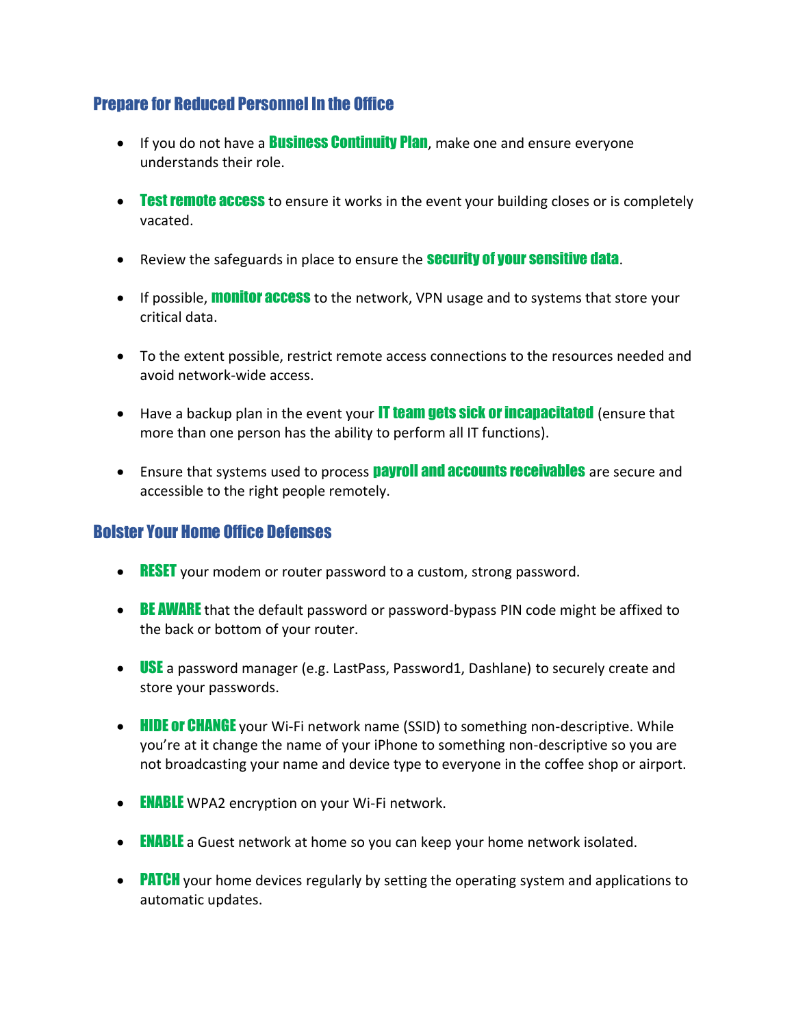## Prepare for Reduced Personnel In the Office

- If you do not have a **Business Continuity Plan**, make one and ensure everyone understands their role.

- **Test remote access** to ensure it works in the event your building closes or is completely vacated.

- Review the safeguards in place to ensure the **security of your sensitive data**.

- If possible, **monitor access** to the network, VPN usage and to systems that store your critical data.

- To the extent possible, restrict remote access connections to the resources needed and avoid network-wide access.

- Have a backup plan in the event your **IT team gets sick or incapacitated** (ensure that more than one person has the ability to perform all IT functions).

- Ensure that systems used to process **payroll and accounts receivables** are secure and accessible to the right people remotely.

## Bolster Your Home Office Defenses

- **RESET** your modem or router password to a custom, strong password.

- **BE AWARE** that the default password or password-bypass PIN code might be affixed to the back or bottom of your router.

- **USE** a password manager (e.g. LastPass, Password1, Dashlane) to securely create and store your passwords.

- **HIDE or CHANGE** your Wi-Fi network name (SSID) to something non-descriptive. While you're at it change the name of your iPhone to something non-descriptive so you are not broadcasting your name and device type to everyone in the coffee shop or airport.

- **ENABLE** WPA2 encryption on your Wi-Fi network.

- **ENABLE** a Guest network at home so you can keep your home network isolated.

- **PATCH** your home devices regularly by setting the operating system and applications to automatic updates.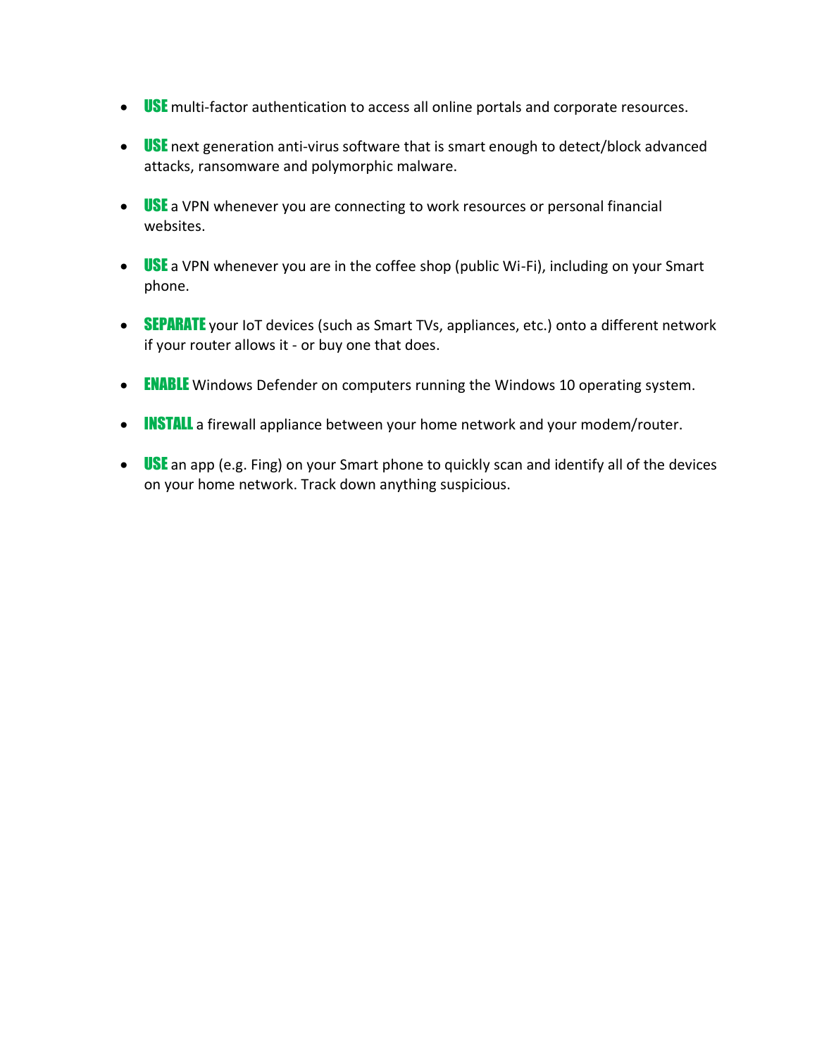- **USE** multi-factor authentication to access all online portals and corporate resources.

- **USE** next generation anti-virus software that is smart enough to detect/block advanced attacks, ransomware and polymorphic malware.

- **USE** a VPN whenever you are connecting to work resources or personal financial websites.

- **USE** a VPN whenever you are in the coffee shop (public Wi-Fi), including on your Smart phone.

- **SEPARATE** your IoT devices (such as Smart TVs, appliances, etc.) onto a different network if your router allows it - or buy one that does.

- **ENABLE** Windows Defender on computers running the Windows 10 operating system.

- **INSTALL** a firewall appliance between your home network and your modem/router.

- **USE** an app (e.g. Fing) on your Smart phone to quickly scan and identify all of the devices on your home network. Track down anything suspicious.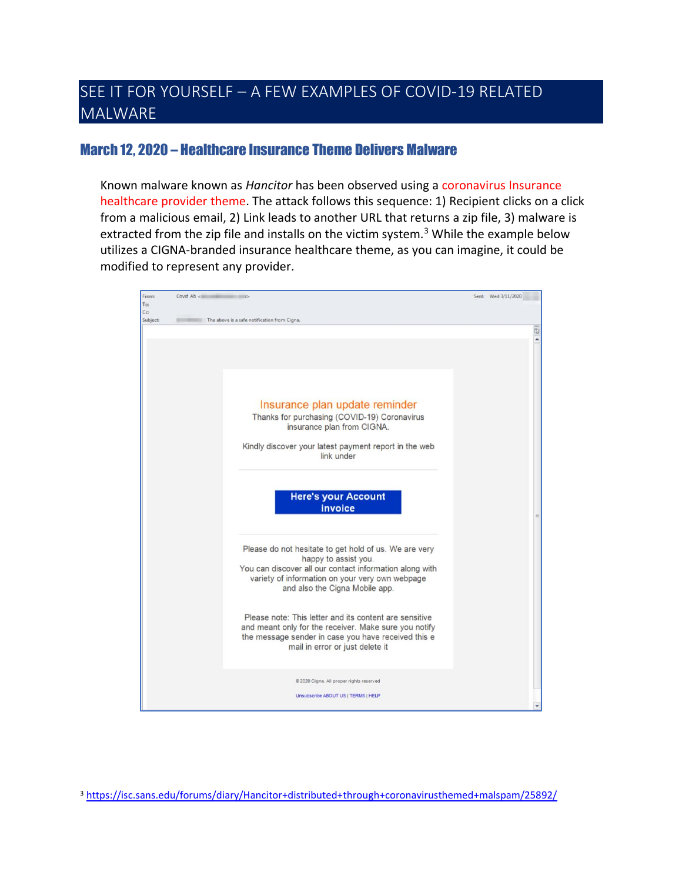# SEE IT FOR YOURSELF – A FEW EXAMPLES OF COVID-19 RELATED MALWARE

## March 12, 2020 – Healthcare Insurance Theme Delivers Malware

Known malware known as *Hancitor* has been observed using a coronavirus Insurance healthcare provider theme. The attack follows this sequence: 1) Recipient clicks on a click from a malicious email, 2) Link leads to another URL that returns a zip file, 3) malware is extracted from the zip file and installs on the victim system.[3] While the example below utilizes a CIGNA-branded insurance healthcare theme, as you can imagine, it could be modified to represent any provider.

> From: Covid Ab <...>
> Sent: Wed 3/11/2020
> To:
> Cc:
> Subject: The above is a safe notification from Cigna.
>
> **Insurance plan update reminder**
>
> Thanks for purchasing (COVID-19) Coronavirus insurance plan from CIGNA.
>
> Kindly discover your latest payment report in the web link under
>
> **Here's your Account invoice**
>
> Please do not hesitate to get hold of us. We are very happy to assist you.
> You can discover all our contact information along with variety of information on your very own webpage and also the Cigna Mobile app.
>
> Please note: This letter and its content are sensitive and meant only for the receiver. Make sure you notify the message sender in case you have received this e mail in error or just delete it
>
> © 2020 Cigna. All proper rights reserved
>
> Unsubscribe ABOUT US | TERMS | HELP

[3] https://isc.sans.edu/forums/diary/Hancitor+distributed+through+coronavirusthemed+malspam/25892/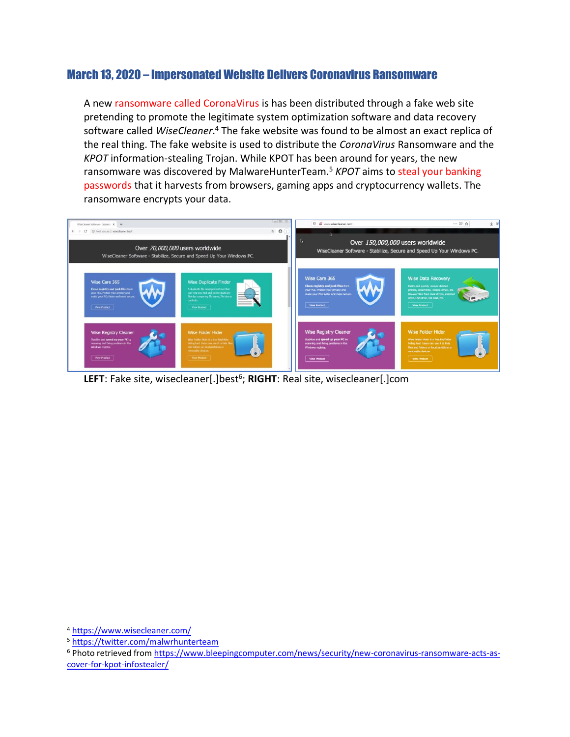## March 13, 2020 – Impersonated Website Delivers Coronavirus Ransomware

A new ransomware called CoronaVirus is has been distributed through a fake web site pretending to promote the legitimate system optimization software and data recovery software called *WiseCleaner*.[4] The fake website was found to be almost an exact replica of the real thing. The fake website is used to distribute the *CoronaVirus* Ransomware and the *KPOT* information-stealing Trojan. While KPOT has been around for years, the new ransomware was discovered by MalwareHunterTeam.[5] *KPOT* aims to steal your banking passwords that it harvests from browsers, gaming apps and cryptocurrency wallets. The ransomware encrypts your data.

**LEFT**: Fake site, wisecleaner[.]best[6]; **RIGHT**: Real site, wisecleaner[.]com

[4] https://www.wisecleaner.com/

[5] https://twitter.com/malwrhunterteam

[6] Photo retrieved from https://www.bleepingcomputer.com/news/security/new-coronavirus-ransomware-acts-as-cover-for-kpot-infostealer/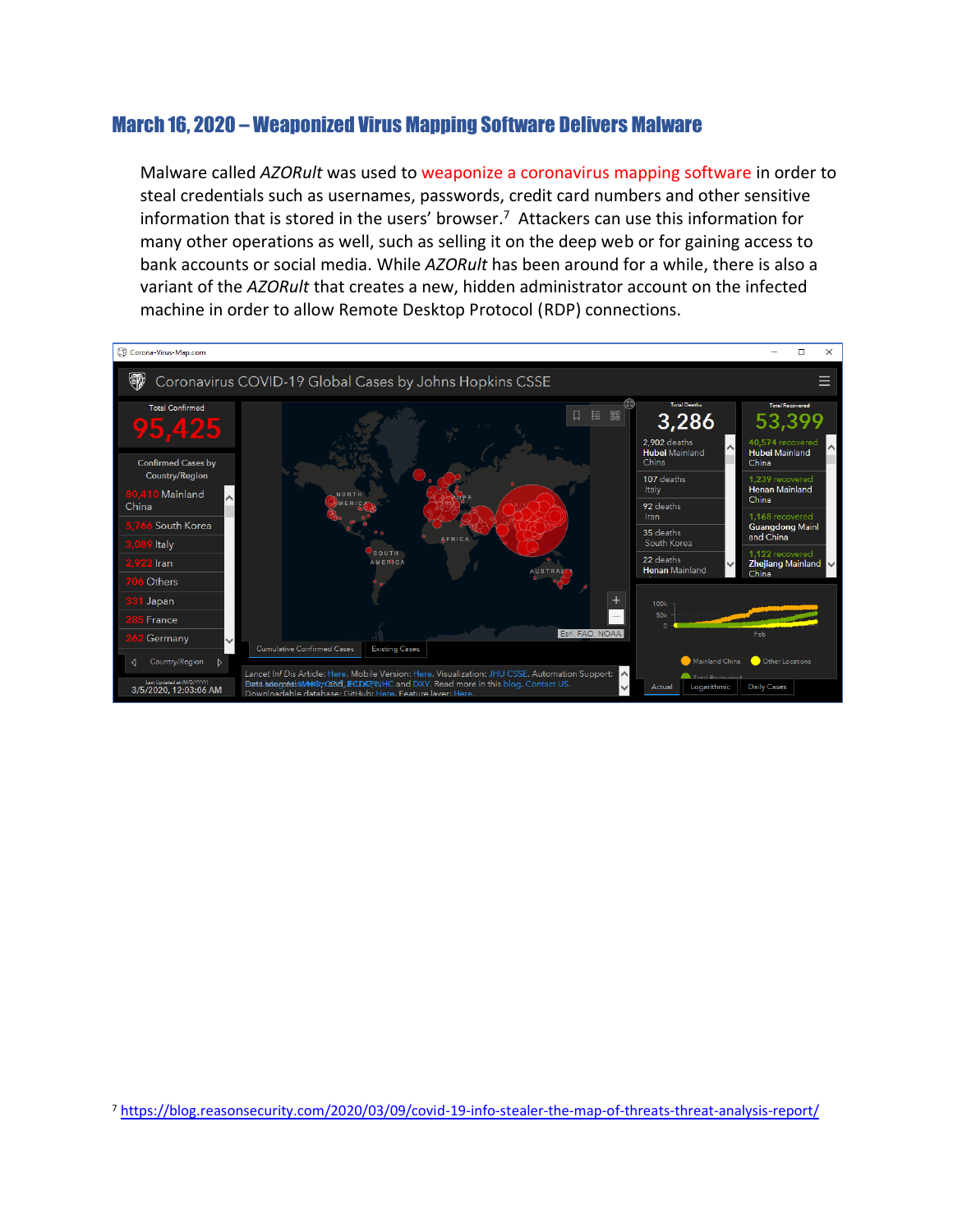## March 16, 2020 – Weaponized Virus Mapping Software Delivers Malware

Malware called *AZORult* was used to weaponize a coronavirus mapping software in order to steal credentials such as usernames, passwords, credit card numbers and other sensitive information that is stored in the users' browser.[7] Attackers can use this information for many other operations as well, such as selling it on the deep web or for gaining access to bank accounts or social media. While *AZORult* has been around for a while, there is also a variant of the *AZORult* that creates a new, hidden administrator account on the infected machine in order to allow Remote Desktop Protocol (RDP) connections.

[7] https://blog.reasonsecurity.com/2020/03/09/covid-19-info-stealer-the-map-of-threats-threat-analysis-report/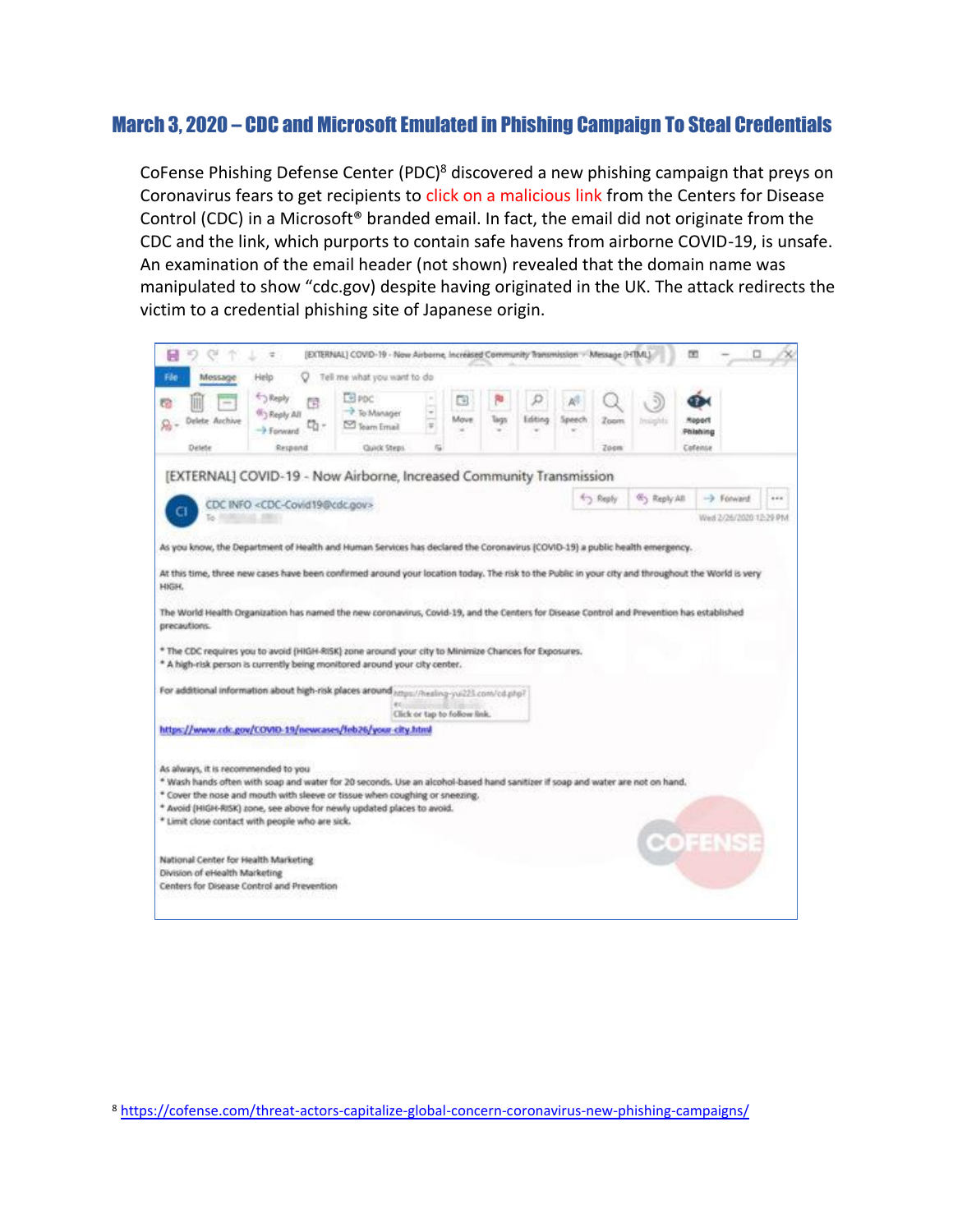## March 3, 2020 – CDC and Microsoft Emulated in Phishing Campaign To Steal Credentials

CoFense Phishing Defense Center (PDC)[8] discovered a new phishing campaign that preys on Coronavirus fears to get recipients to click on a malicious link from the Centers for Disease Control (CDC) in a Microsoft® branded email. In fact, the email did not originate from the CDC and the link, which purports to contain safe havens from airborne COVID-19, is unsafe. An examination of the email header (not shown) revealed that the domain name was manipulated to show "cdc.gov) despite having originated in the UK. The attack redirects the victim to a credential phishing site of Japanese origin.

[8] https://cofense.com/threat-actors-capitalize-global-concern-coronavirus-new-phishing-campaigns/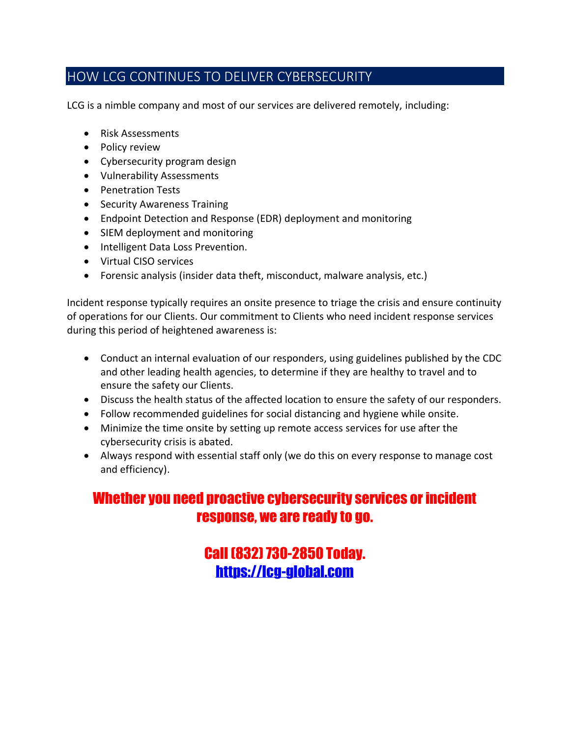## HOW LCG CONTINUES TO DELIVER CYBERSECURITY

LCG is a nimble company and most of our services are delivered remotely, including:

- Risk Assessments
- Policy review
- Cybersecurity program design
- Vulnerability Assessments
- Penetration Tests
- Security Awareness Training
- Endpoint Detection and Response (EDR) deployment and monitoring
- SIEM deployment and monitoring
- Intelligent Data Loss Prevention.
- Virtual CISO services
- Forensic analysis (insider data theft, misconduct, malware analysis, etc.)

Incident response typically requires an onsite presence to triage the crisis and ensure continuity of operations for our Clients. Our commitment to Clients who need incident response services during this period of heightened awareness is:

- Conduct an internal evaluation of our responders, using guidelines published by the CDC and other leading health agencies, to determine if they are healthy to travel and to ensure the safety our Clients.
- Discuss the health status of the affected location to ensure the safety of our responders.
- Follow recommended guidelines for social distancing and hygiene while onsite.
- Minimize the time onsite by setting up remote access services for use after the cybersecurity crisis is abated.
- Always respond with essential staff only (we do this on every response to manage cost and efficiency).

**Whether you need proactive cybersecurity services or incident response, we are ready to go.**

**Call (832) 730-2850 Today.**
**[https://lcg-global.com](https://lcg-global.com)**